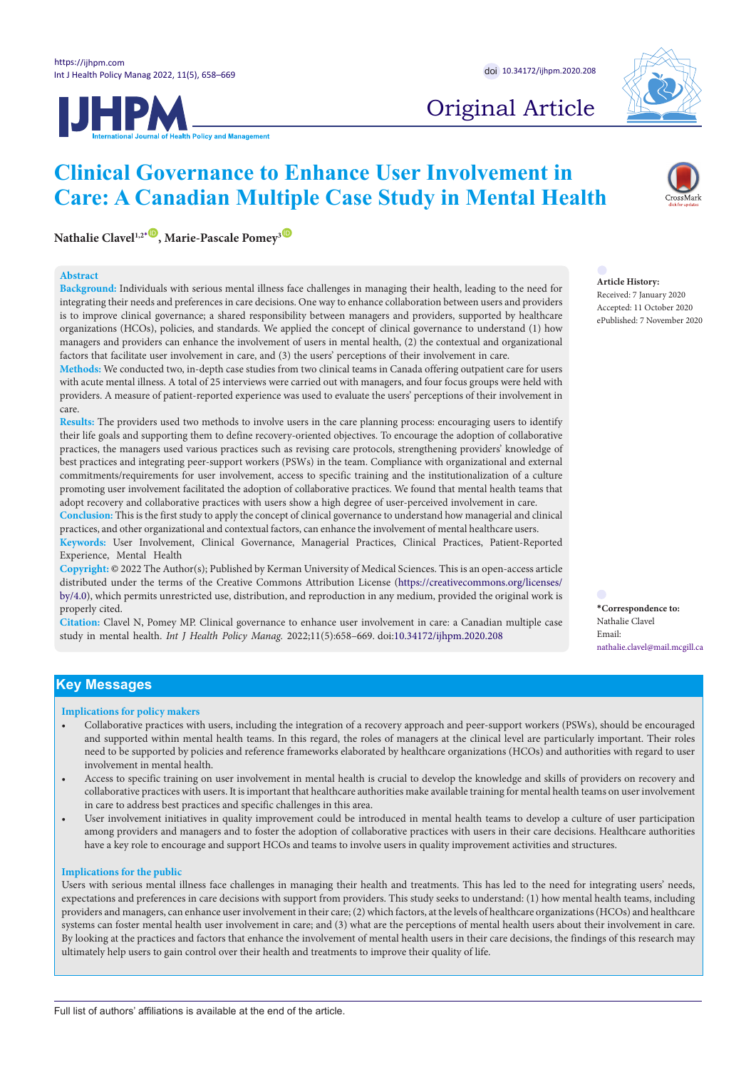Original Article

# Clinical Governance to Enhance User Involvement in Care: A Canadian Multiple Case Study in Mental Health

**Nathalie Clavel[1,2*], Marie-Pascale Pomey[3]**

## Abstract

**Background:** Individuals with serious mental illness face challenges in managing their health, leading to the need for integrating their needs and preferences in care decisions. One way to enhance collaboration between users and providers is to improve clinical governance; a shared responsibility between managers and providers, supported by healthcare organizations (HCOs), policies, and standards. We applied the concept of clinical governance to understand (1) how managers and providers can enhance the involvement of users in mental health, (2) the contextual and organizational factors that facilitate user involvement in care, and (3) the users' perceptions of their involvement in care.

**Methods:** We conducted two, in-depth case studies from two clinical teams in Canada offering outpatient care for users with acute mental illness. A total of 25 interviews were carried out with managers, and four focus groups were held with providers. A measure of patient-reported experience was used to evaluate the users' perceptions of their involvement in care.

**Results:** The providers used two methods to involve users in the care planning process: encouraging users to identify their life goals and supporting them to define recovery-oriented objectives. To encourage the adoption of collaborative practices, the managers used various practices such as revising care protocols, strengthening providers' knowledge of best practices and integrating peer-support workers (PSWs) in the team. Compliance with organizational and external commitments/requirements for user involvement, access to specific training and the institutionalization of a culture promoting user involvement facilitated the adoption of collaborative practices. We found that mental health teams that adopt recovery and collaborative practices with users show a high degree of user-perceived involvement in care.

**Conclusion:** This is the first study to apply the concept of clinical governance to understand how managerial and clinical practices, and other organizational and contextual factors, can enhance the involvement of mental healthcare users.

**Keywords:** User Involvement, Clinical Governance, Managerial Practices, Clinical Practices, Patient-Reported Experience, Mental Health

**Copyright:** © 2022 The Author(s); Published by Kerman University of Medical Sciences. This is an open-access article distributed under the terms of the Creative Commons Attribution License (https://creativecommons.org/licenses/by/4.0), which permits unrestricted use, distribution, and reproduction in any medium, provided the original work is properly cited.

**Citation:** Clavel N, Pomey MP. Clinical governance to enhance user involvement in care: a Canadian multiple case study in mental health. *Int J Health Policy Manag.* 2022;11(5):658–669. doi:10.34172/ijhpm.2020.208

**Article History:**
Received: 7 January 2020
Accepted: 11 October 2020
ePublished: 7 November 2020

**\*Correspondence to:**
Nathalie Clavel
Email: nathalie.clavel@mail.mcgill.ca

## Key Messages

### Implications for policy makers

- Collaborative practices with users, including the integration of a recovery approach and peer-support workers (PSWs), should be encouraged and supported within mental health teams. In this regard, the roles of managers at the clinical level are particularly important. Their roles need to be supported by policies and reference frameworks elaborated by healthcare organizations (HCOs) and authorities with regard to user involvement in mental health.
- Access to specific training on user involvement in mental health is crucial to develop the knowledge and skills of providers on recovery and collaborative practices with users. It is important that healthcare authorities make available training for mental health teams on user involvement in care to address best practices and specific challenges in this area.
- User involvement initiatives in quality improvement could be introduced in mental health teams to develop a culture of user participation among providers and managers and to foster the adoption of collaborative practices with users in their care decisions. Healthcare authorities have a key role to encourage and support HCOs and teams to involve users in quality improvement activities and structures.

### Implications for the public

Users with serious mental illness face challenges in managing their health and treatments. This has led to the need for integrating users' needs, expectations and preferences in care decisions with support from providers. This study seeks to understand: (1) how mental health teams, including providers and managers, can enhance user involvement in their care; (2) which factors, at the levels of healthcare organizations (HCOs) and healthcare systems can foster mental health user involvement in care; and (3) what are the perceptions of mental health users about their involvement in care. By looking at the practices and factors that enhance the involvement of mental health users in their care decisions, the findings of this research may ultimately help users to gain control over their health and treatments to improve their quality of life.

Full list of authors' affiliations is available at the end of the article.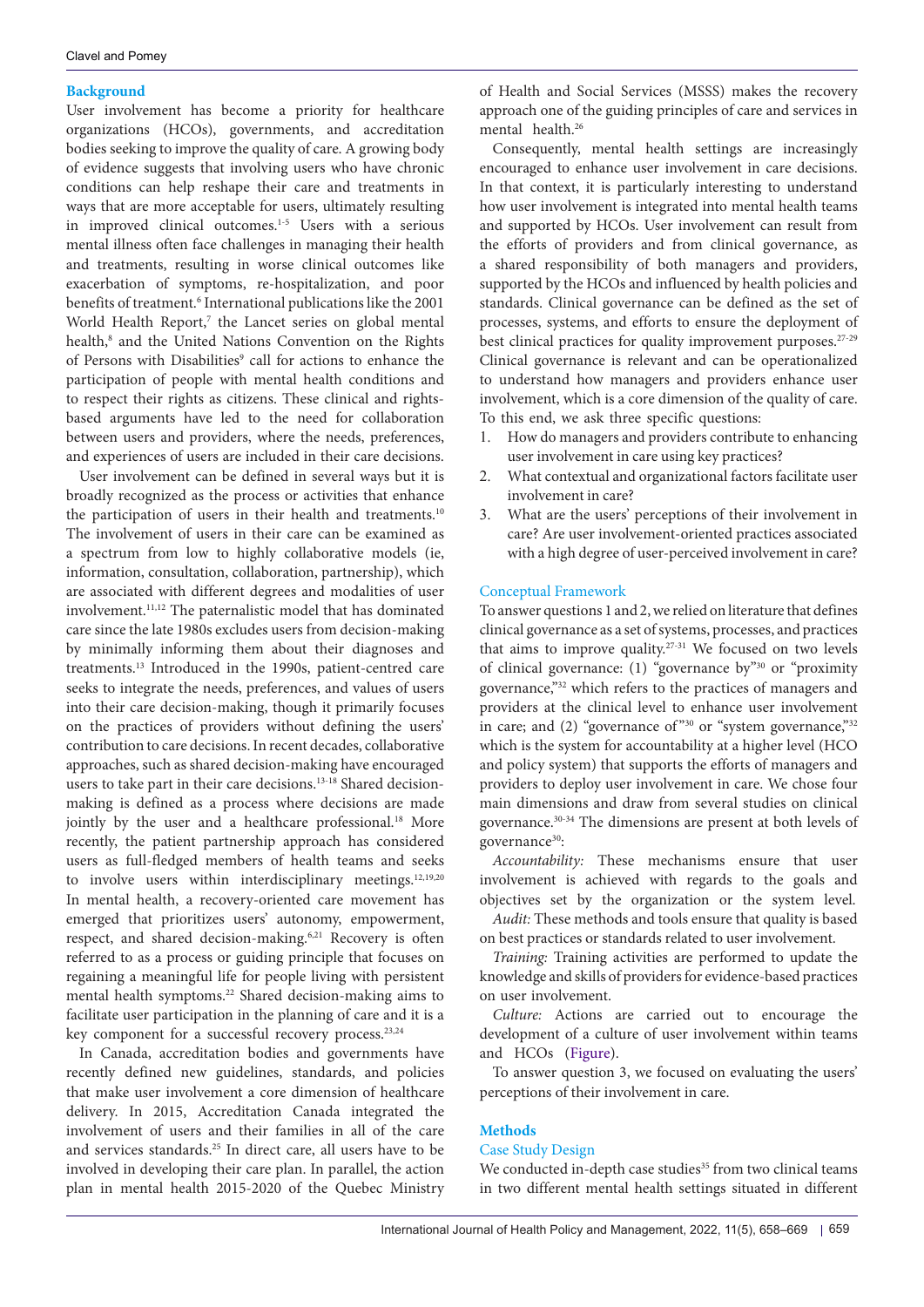## Background

User involvement has become a priority for healthcare organizations (HCOs), governments, and accreditation bodies seeking to improve the quality of care. A growing body of evidence suggests that involving users who have chronic conditions can help reshape their care and treatments in ways that are more acceptable for users, ultimately resulting in improved clinical outcomes.[1-5] Users with a serious mental illness often face challenges in managing their health and treatments, resulting in worse clinical outcomes like exacerbation of symptoms, re-hospitalization, and poor benefits of treatment.[6] International publications like the 2001 World Health Report,[7] the Lancet series on global mental health,[8] and the United Nations Convention on the Rights of Persons with Disabilities[9] call for actions to enhance the participation of people with mental health conditions and to respect their rights as citizens. These clinical and rights-based arguments have led to the need for collaboration between users and providers, where the needs, preferences, and experiences of users are included in their care decisions.

User involvement can be defined in several ways but it is broadly recognized as the process or activities that enhance the participation of users in their health and treatments.[10] The involvement of users in their care can be examined as a spectrum from low to highly collaborative models (ie, information, consultation, collaboration, partnership), which are associated with different degrees and modalities of user involvement.[11,12] The paternalistic model that has dominated care since the late 1980s excludes users from decision-making by minimally informing them about their diagnoses and treatments.[13] Introduced in the 1990s, patient-centred care seeks to integrate the needs, preferences, and values of users into their care decision-making, though it primarily focuses on the practices of providers without defining the users' contribution to care decisions. In recent decades, collaborative approaches, such as shared decision-making have encouraged users to take part in their care decisions.[13-18] Shared decision-making is defined as a process where decisions are made jointly by the user and a healthcare professional.[18] More recently, the patient partnership approach has considered users as full-fledged members of health teams and seeks to involve users within interdisciplinary meetings.[12,19,20] In mental health, a recovery-oriented care movement has emerged that prioritizes users' autonomy, empowerment, respect, and shared decision-making.[6,21] Recovery is often referred to as a process or guiding principle that focuses on regaining a meaningful life for people living with persistent mental health symptoms.[22] Shared decision-making aims to facilitate user participation in the planning of care and it is a key component for a successful recovery process.[23,24]

In Canada, accreditation bodies and governments have recently defined new guidelines, standards, and policies that make user involvement a core dimension of healthcare delivery. In 2015, Accreditation Canada integrated the involvement of users and their families in all of the care and services standards.[25] In direct care, all users have to be involved in developing their care plan. In parallel, the action plan in mental health 2015-2020 of the Quebec Ministry of Health and Social Services (MSSS) makes the recovery approach one of the guiding principles of care and services in mental health.[26]

Consequently, mental health settings are increasingly encouraged to enhance user involvement in care decisions. In that context, it is particularly interesting to understand how user involvement is integrated into mental health teams and supported by HCOs. User involvement can result from the efforts of providers and from clinical governance, as a shared responsibility of both managers and providers, supported by the HCOs and influenced by health policies and standards. Clinical governance can be defined as the set of processes, systems, and efforts to ensure the deployment of best clinical practices for quality improvement purposes.[27-29] Clinical governance is relevant and can be operationalized to understand how managers and providers enhance user involvement, which is a core dimension of the quality of care. To this end, we ask three specific questions:

1. How do managers and providers contribute to enhancing user involvement in care using key practices?
2. What contextual and organizational factors facilitate user involvement in care?
3. What are the users' perceptions of their involvement in care? Are user involvement-oriented practices associated with a high degree of user-perceived involvement in care?

### Conceptual Framework

To answer questions 1 and 2, we relied on literature that defines clinical governance as a set of systems, processes, and practices that aims to improve quality.[27-31] We focused on two levels of clinical governance: (1) "governance by"[30] or "proximity governance,"[32] which refers to the practices of managers and providers at the clinical level to enhance user involvement in care; and (2) "governance of"[30] or "system governance,"[32] which is the system for accountability at a higher level (HCO and policy system) that supports the efforts of managers and providers to deploy user involvement in care. We chose four main dimensions and draw from several studies on clinical governance.[30-34] The dimensions are present at both levels of governance[30]:

*Accountability:* These mechanisms ensure that user involvement is achieved with regards to the goals and objectives set by the organization or the system level.

*Audit:* These methods and tools ensure that quality is based on best practices or standards related to user involvement.

*Training:* Training activities are performed to update the knowledge and skills of providers for evidence-based practices on user involvement.

*Culture:* Actions are carried out to encourage the development of a culture of user involvement within teams and HCOs (Figure).

To answer question 3, we focused on evaluating the users' perceptions of their involvement in care.

## Methods

### Case Study Design

We conducted in-depth case studies[35] from two clinical teams in two different mental health settings situated in different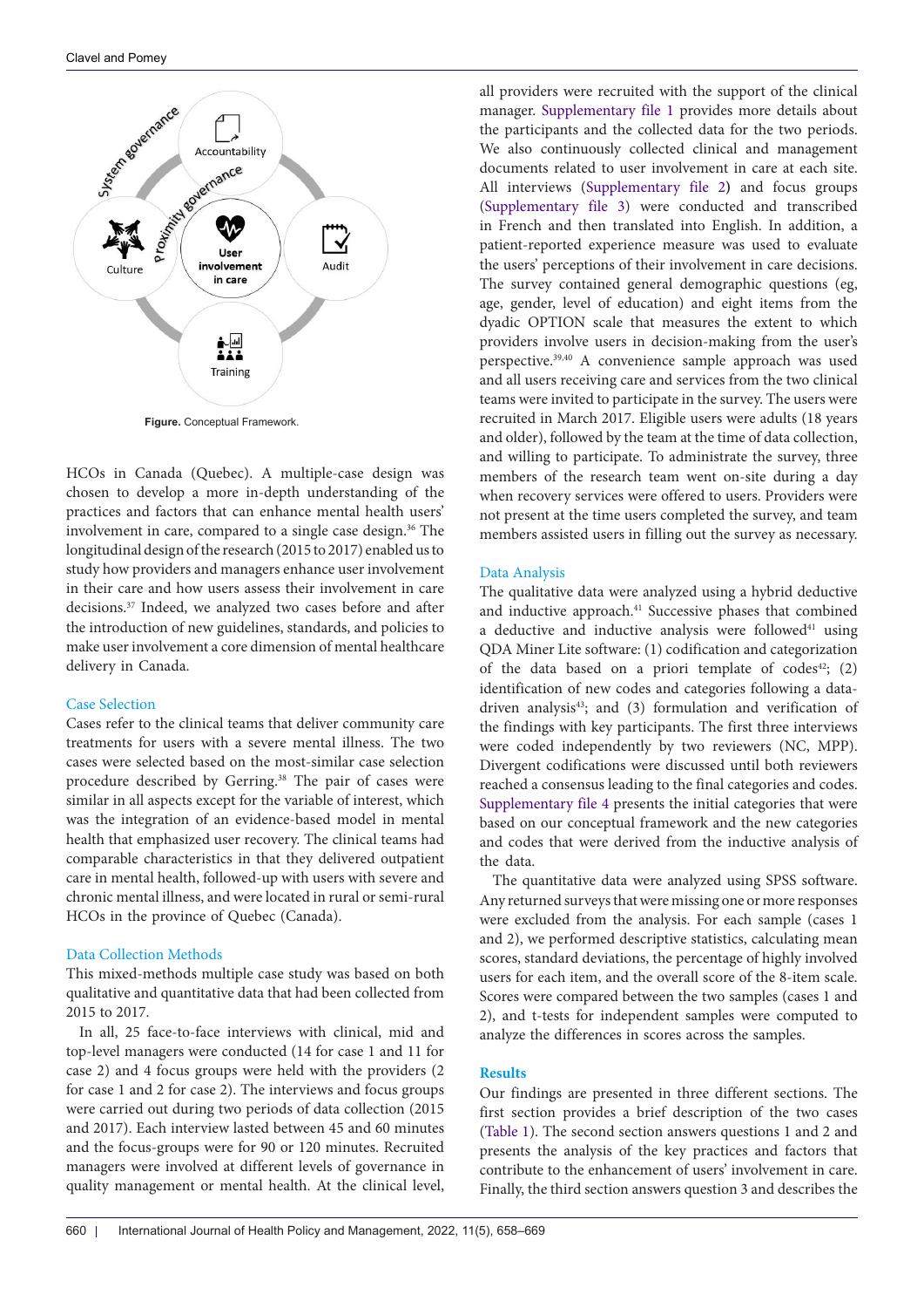Figure. Conceptual Framework.

HCOs in Canada (Quebec). A multiple-case design was chosen to develop a more in-depth understanding of the practices and factors that can enhance mental health users' involvement in care, compared to a single case design.[36] The longitudinal design of the research (2015 to 2017) enabled us to study how providers and managers enhance user involvement in their care and how users assess their involvement in care decisions.[37] Indeed, we analyzed two cases before and after the introduction of new guidelines, standards, and policies to make user involvement a core dimension of mental healthcare delivery in Canada.

### Case Selection

Cases refer to the clinical teams that deliver community care treatments for users with a severe mental illness. The two cases were selected based on the most-similar case selection procedure described by Gerring.[38] The pair of cases were similar in all aspects except for the variable of interest, which was the integration of an evidence-based model in mental health that emphasized user recovery. The clinical teams had comparable characteristics in that they delivered outpatient care in mental health, followed-up with users with severe and chronic mental illness, and were located in rural or semi-rural HCOs in the province of Quebec (Canada).

### Data Collection Methods

This mixed-methods multiple case study was based on both qualitative and quantitative data that had been collected from 2015 to 2017.

In all, 25 face-to-face interviews with clinical, mid and top-level managers were conducted (14 for case 1 and 11 for case 2) and 4 focus groups were held with the providers (2 for case 1 and 2 for case 2). The interviews and focus groups were carried out during two periods of data collection (2015 and 2017). Each interview lasted between 45 and 60 minutes and the focus-groups were for 90 or 120 minutes. Recruited managers were involved at different levels of governance in quality management or mental health. At the clinical level, all providers were recruited with the support of the clinical manager. Supplementary file 1 provides more details about the participants and the collected data for the two periods. We also continuously collected clinical and management documents related to user involvement in care at each site. All interviews (Supplementary file 2) and focus groups (Supplementary file 3) were conducted and transcribed in French and then translated into English. In addition, a patient-reported experience measure was used to evaluate the users' perceptions of their involvement in care decisions. The survey contained general demographic questions (eg, age, gender, level of education) and eight items from the dyadic OPTION scale that measures the extent to which providers involve users in decision-making from the user's perspective.[39,40] A convenience sample approach was used and all users receiving care and services from the two clinical teams were invited to participate in the survey. The users were recruited in March 2017. Eligible users were adults (18 years and older), followed by the team at the time of data collection, and willing to participate. To administrate the survey, three members of the research team went on-site during a day when recovery services were offered to users. Providers were not present at the time users completed the survey, and team members assisted users in filling out the survey as necessary.

### Data Analysis

The qualitative data were analyzed using a hybrid deductive and inductive approach.[41] Successive phases that combined a deductive and inductive analysis were followed[41] using QDA Miner Lite software: (1) codification and categorization of the data based on a priori template of codes[42]; (2) identification of new codes and categories following a data-driven analysis[43]; and (3) formulation and verification of the findings with key participants. The first three interviews were coded independently by two reviewers (NC, MPP). Divergent codifications were discussed until both reviewers reached a consensus leading to the final categories and codes. Supplementary file 4 presents the initial categories that were based on our conceptual framework and the new categories and codes that were derived from the inductive analysis of the data.

The quantitative data were analyzed using SPSS software. Any returned surveys that were missing one or more responses were excluded from the analysis. For each sample (cases 1 and 2), we performed descriptive statistics, calculating mean scores, standard deviations, the percentage of highly involved users for each item, and the overall score of the 8-item scale. Scores were compared between the two samples (cases 1 and 2), and t-tests for independent samples were computed to analyze the differences in scores across the samples.

## Results

Our findings are presented in three different sections. The first section provides a brief description of the two cases (Table 1). The second section answers questions 1 and 2 and presents the analysis of the key practices and factors that contribute to the enhancement of users' involvement in care. Finally, the third section answers question 3 and describes the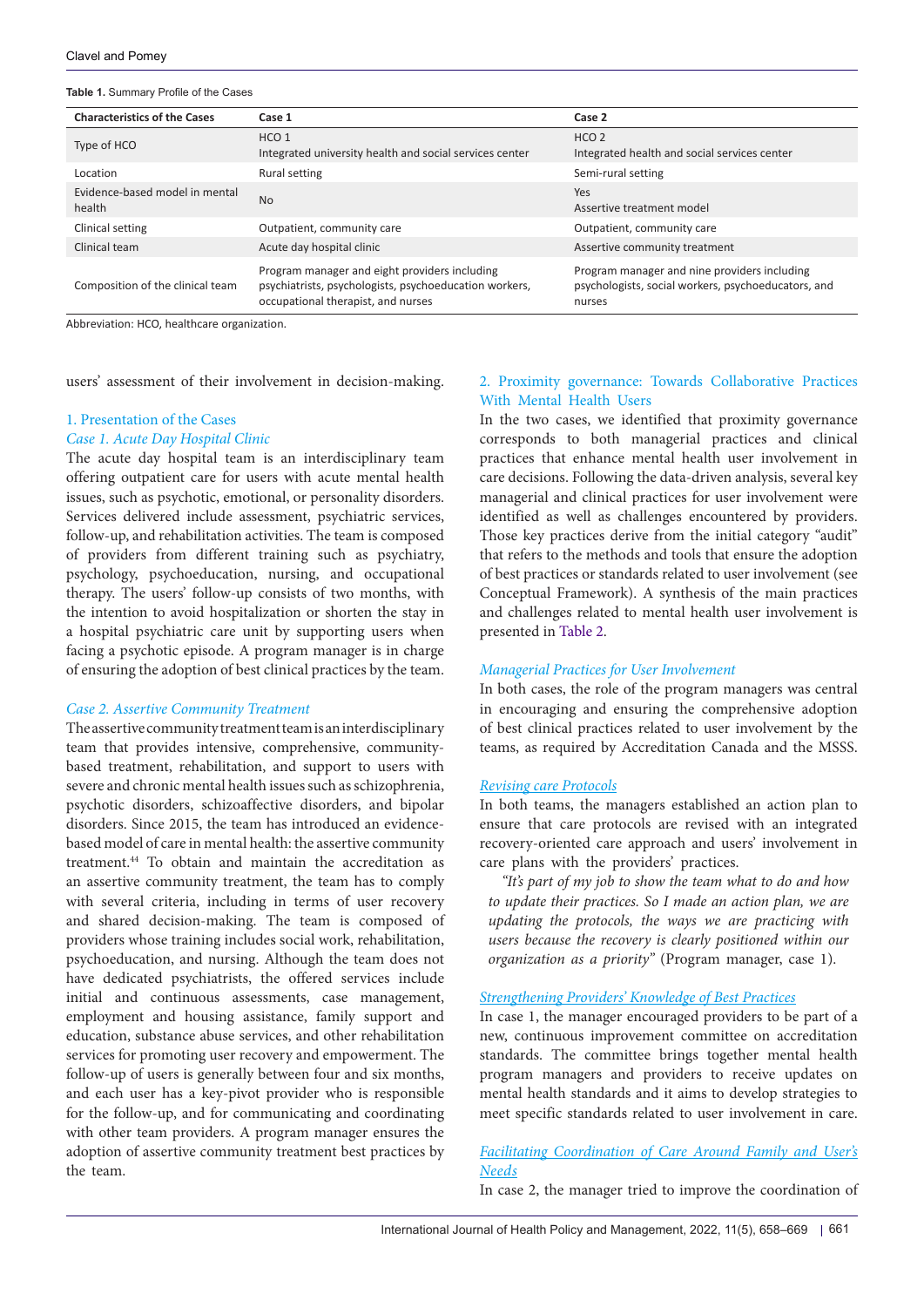**Table 1.** Summary Profile of the Cases

| Characteristics of the Cases | Case 1 | Case 2 |
|---|---|---|
| Type of HCO | HCO 1<br>Integrated university health and social services center | HCO 2<br>Integrated health and social services center |
| Location | Rural setting | Semi-rural setting |
| Evidence-based model in mental health | No | Yes<br>Assertive treatment model |
| Clinical setting | Outpatient, community care | Outpatient, community care |
| Clinical team | Acute day hospital clinic | Assertive community treatment |
| Composition of the clinical team | Program manager and eight providers including psychiatrists, psychologists, psychoeducation workers, occupational therapist, and nurses | Program manager and nine providers including psychologists, social workers, psychoeducators, and nurses |

Abbreviation: HCO, healthcare organization.

users' assessment of their involvement in decision-making.

### 1. Presentation of the Cases

#### *Case 1. Acute Day Hospital Clinic*

The acute day hospital team is an interdisciplinary team offering outpatient care for users with acute mental health issues, such as psychotic, emotional, or personality disorders. Services delivered include assessment, psychiatric services, follow-up, and rehabilitation activities. The team is composed of providers from different training such as psychiatry, psychology, psychoeducation, nursing, and occupational therapy. The users' follow-up consists of two months, with the intention to avoid hospitalization or shorten the stay in a hospital psychiatric care unit by supporting users when facing a psychotic episode. A program manager is in charge of ensuring the adoption of best clinical practices by the team.

#### *Case 2. Assertive Community Treatment*

The assertive community treatment team is an interdisciplinary team that provides intensive, comprehensive, community-based treatment, rehabilitation, and support to users with severe and chronic mental health issues such as schizophrenia, psychotic disorders, schizoaffective disorders, and bipolar disorders. Since 2015, the team has introduced an evidence-based model of care in mental health: the assertive community treatment.[44] To obtain and maintain the accreditation as an assertive community treatment, the team has to comply with several criteria, including in terms of user recovery and shared decision-making. The team is composed of providers whose training includes social work, rehabilitation, psychoeducation, and nursing. Although the team does not have dedicated psychiatrists, the offered services include initial and continuous assessments, case management, employment and housing assistance, family support and education, substance abuse services, and other rehabilitation services for promoting user recovery and empowerment. The follow-up of users is generally between four and six months, and each user has a key-pivot provider who is responsible for the follow-up, and for communicating and coordinating with other team providers. A program manager ensures the adoption of assertive community treatment best practices by the team.

### 2. Proximity governance: Towards Collaborative Practices With Mental Health Users

In the two cases, we identified that proximity governance corresponds to both managerial practices and clinical practices that enhance mental health user involvement in care decisions. Following the data-driven analysis, several key managerial and clinical practices for user involvement were identified as well as challenges encountered by providers. Those key practices derive from the initial category "audit" that refers to the methods and tools that ensure the adoption of best practices or standards related to user involvement (see Conceptual Framework). A synthesis of the main practices and challenges related to mental health user involvement is presented in Table 2.

#### *Managerial Practices for User Involvement*

In both cases, the role of the program managers was central in encouraging and ensuring the comprehensive adoption of best clinical practices related to user involvement by the teams, as required by Accreditation Canada and the MSSS.

##### *Revising care Protocols*

In both teams, the managers established an action plan to ensure that care protocols are revised with an integrated recovery-oriented care approach and users' involvement in care plans with the providers' practices.

*"It's part of my job to show the team what to do and how to update their practices. So I made an action plan, we are updating the protocols, the ways we are practicing with users because the recovery is clearly positioned within our organization as a priority"* (Program manager, case 1).

##### *Strengthening Providers' Knowledge of Best Practices*

In case 1, the manager encouraged providers to be part of a new, continuous improvement committee on accreditation standards. The committee brings together mental health program managers and providers to receive updates on mental health standards and it aims to develop strategies to meet specific standards related to user involvement in care.

##### *Facilitating Coordination of Care Around Family and User's Needs*

In case 2, the manager tried to improve the coordination of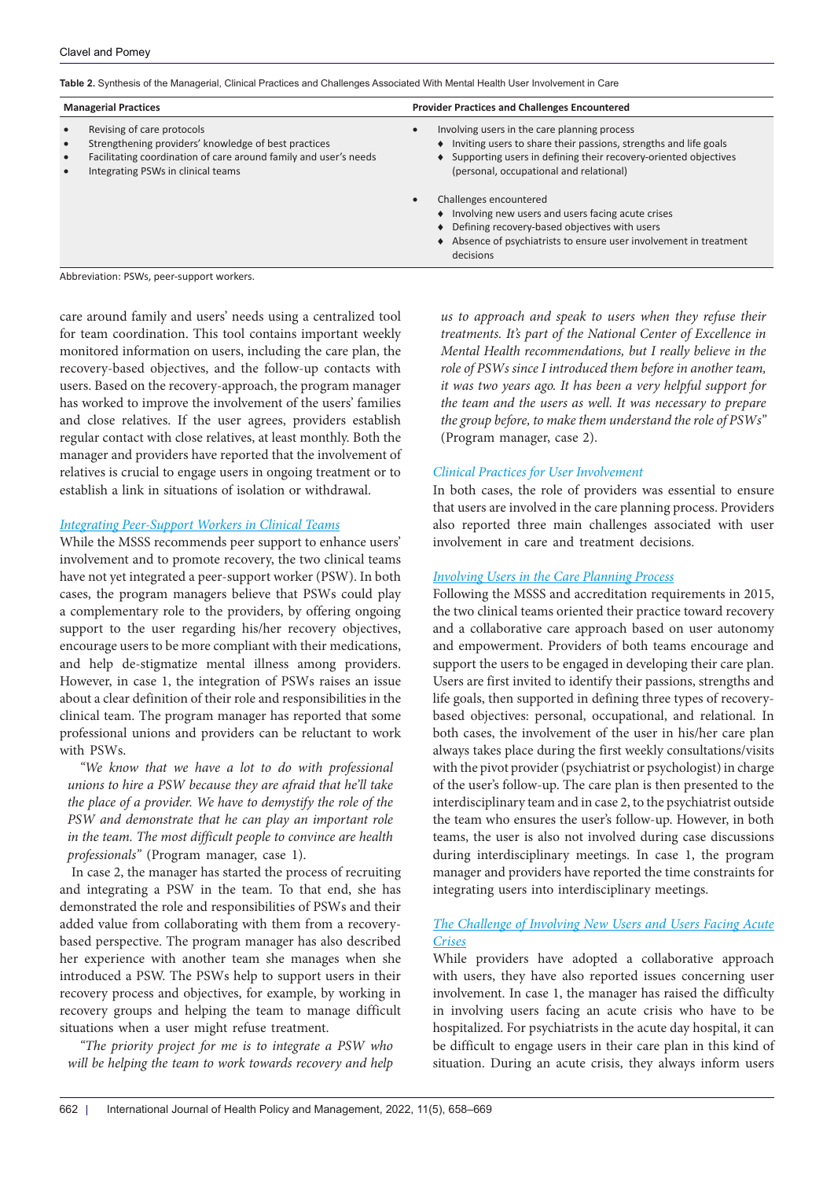**Table 2.** Synthesis of the Managerial, Clinical Practices and Challenges Associated With Mental Health User Involvement in Care

| Managerial Practices | Provider Practices and Challenges Encountered |
|---|---|
| • Revising of care protocols<br>• Strengthening providers' knowledge of best practices<br>• Facilitating coordination of care around family and user's needs<br>• Integrating PSWs in clinical teams | • Involving users in the care planning process<br>♦ Inviting users to share their passions, strengths and life goals<br>♦ Supporting users in defining their recovery-oriented objectives (personal, occupational and relational)<br><br>• Challenges encountered<br>♦ Involving new users and users facing acute crises<br>♦ Defining recovery-based objectives with users<br>♦ Absence of psychiatrists to ensure user involvement in treatment decisions |

Abbreviation: PSWs, peer-support workers.

care around family and users' needs using a centralized tool for team coordination. This tool contains important weekly monitored information on users, including the care plan, the recovery-based objectives, and the follow-up contacts with users. Based on the recovery-approach, the program manager has worked to improve the involvement of the users' families and close relatives. If the user agrees, providers establish regular contact with close relatives, at least monthly. Both the manager and providers have reported that the involvement of relatives is crucial to engage users in ongoing treatment or to establish a link in situations of isolation or withdrawal.

### *Integrating Peer-Support Workers in Clinical Teams*

While the MSSS recommends peer support to enhance users' involvement and to promote recovery, the two clinical teams have not yet integrated a peer-support worker (PSW). In both cases, the program managers believe that PSWs could play a complementary role to the providers, by offering ongoing support to the user regarding his/her recovery objectives, encourage users to be more compliant with their medications, and help de-stigmatize mental illness among providers. However, in case 1, the integration of PSWs raises an issue about a clear definition of their role and responsibilities in the clinical team. The program manager has reported that some professional unions and providers can be reluctant to work with PSWs.

*"We know that we have a lot to do with professional unions to hire a PSW because they are afraid that he'll take the place of a provider. We have to demystify the role of the PSW and demonstrate that he can play an important role in the team. The most difficult people to convince are health professionals"* (Program manager, case 1).

In case 2, the manager has started the process of recruiting and integrating a PSW in the team. To that end, she has demonstrated the role and responsibilities of PSWs and their added value from collaborating with them from a recovery-based perspective. The program manager has also described her experience with another team she manages when she introduced a PSW. The PSWs help to support users in their recovery process and objectives, for example, by working in recovery groups and helping the team to manage difficult situations when a user might refuse treatment.

*"The priority project for me is to integrate a PSW who will be helping the team to work towards recovery and help us to approach and speak to users when they refuse their treatments. It's part of the National Center of Excellence in Mental Health recommendations, but I really believe in the role of PSWs since I introduced them before in another team, it was two years ago. It has been a very helpful support for the team and the users as well. It was necessary to prepare the group before, to make them understand the role of PSWs"* (Program manager, case 2).

### *Clinical Practices for User Involvement*

In both cases, the role of providers was essential to ensure that users are involved in the care planning process. Providers also reported three main challenges associated with user involvement in care and treatment decisions.

### *Involving Users in the Care Planning Process*

Following the MSSS and accreditation requirements in 2015, the two clinical teams oriented their practice toward recovery and a collaborative care approach based on user autonomy and empowerment. Providers of both teams encourage and support the users to be engaged in developing their care plan. Users are first invited to identify their passions, strengths and life goals, then supported in defining three types of recovery-based objectives: personal, occupational, and relational. In both cases, the involvement of the user in his/her care plan always takes place during the first weekly consultations/visits with the pivot provider (psychiatrist or psychologist) in charge of the user's follow-up. The care plan is then presented to the interdisciplinary team and in case 2, to the psychiatrist outside the team who ensures the user's follow-up. However, in both teams, the user is also not involved during case discussions during interdisciplinary meetings. In case 1, the program manager and providers have reported the time constraints for integrating users into interdisciplinary meetings.

### *The Challenge of Involving New Users and Users Facing Acute Crises*

While providers have adopted a collaborative approach with users, they have also reported issues concerning user involvement. In case 1, the manager has raised the difficulty in involving users facing an acute crisis who have to be hospitalized. For psychiatrists in the acute day hospital, it can be difficult to engage users in their care plan in this kind of situation. During an acute crisis, they always inform users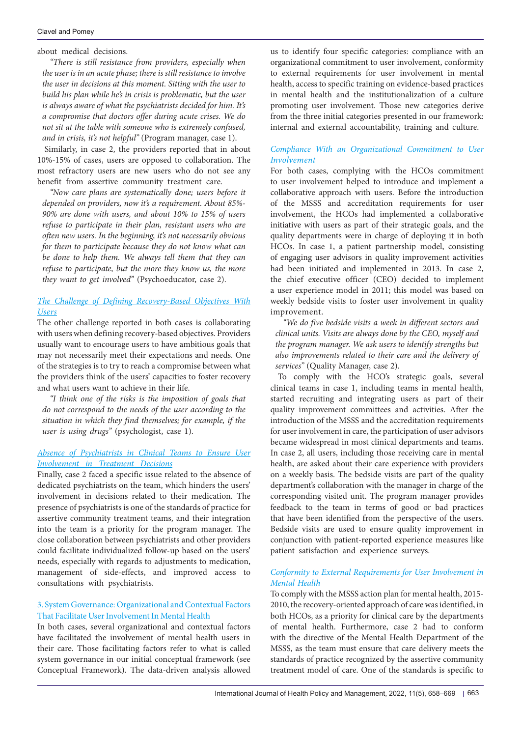about medical decisions.

*"There is still resistance from providers, especially when the user is in an acute phase; there is still resistance to involve the user in decisions at this moment. Sitting with the user to build his plan while he's in crisis is problematic, but the user is always aware of what the psychiatrists decided for him. It's a compromise that doctors offer during acute crises. We do not sit at the table with someone who is extremely confused, and in crisis, it's not helpful"* (Program manager, case 1).

Similarly, in case 2, the providers reported that in about 10%-15% of cases, users are opposed to collaboration. The most refractory users are new users who do not see any benefit from assertive community treatment care.

*"Now care plans are systematically done; users before it depended on providers, now it's a requirement. About 85%-90% are done with users, and about 10% to 15% of users refuse to participate in their plan, resistant users who are often new users. In the beginning, it's not necessarily obvious for them to participate because they do not know what can be done to help them. We always tell them that they can refuse to participate, but the more they know us, the more they want to get involved"* (Psychoeducator, case 2).

#### The Challenge of Defining Recovery-Based Objectives With Users

The other challenge reported in both cases is collaborating with users when defining recovery-based objectives. Providers usually want to encourage users to have ambitious goals that may not necessarily meet their expectations and needs. One of the strategies is to try to reach a compromise between what the providers think of the users' capacities to foster recovery and what users want to achieve in their life.

*"I think one of the risks is the imposition of goals that do not correspond to the needs of the user according to the situation in which they find themselves; for example, if the user is using drugs"* (psychologist, case 1).

#### Absence of Psychiatrists in Clinical Teams to Ensure User Involvement in Treatment Decisions

Finally, case 2 faced a specific issue related to the absence of dedicated psychiatrists on the team, which hinders the users' involvement in decisions related to their medication. The presence of psychiatrists is one of the standards of practice for assertive community treatment teams, and their integration into the team is a priority for the program manager. The close collaboration between psychiatrists and other providers could facilitate individualized follow-up based on the users' needs, especially with regards to adjustments to medication, management of side-effects, and improved access to consultations with psychiatrists.

### 3. System Governance: Organizational and Contextual Factors That Facilitate User Involvement In Mental Health

In both cases, several organizational and contextual factors have facilitated the involvement of mental health users in their care. Those facilitating factors refer to what is called system governance in our initial conceptual framework (see Conceptual Framework). The data-driven analysis allowed us to identify four specific categories: compliance with an organizational commitment to user involvement, conformity to external requirements for user involvement in mental health, access to specific training on evidence-based practices in mental health and the institutionalization of a culture promoting user involvement. Those new categories derive from the three initial categories presented in our framework: internal and external accountability, training and culture.

#### Compliance With an Organizational Commitment to User Involvement

For both cases, complying with the HCOs commitment to user involvement helped to introduce and implement a collaborative approach with users. Before the introduction of the MSSS and accreditation requirements for user involvement, the HCOs had implemented a collaborative initiative with users as part of their strategic goals, and the quality departments were in charge of deploying it in both HCOs. In case 1, a patient partnership model, consisting of engaging user advisors in quality improvement activities had been initiated and implemented in 2013. In case 2, the chief executive officer (CEO) decided to implement a user experience model in 2011; this model was based on weekly bedside visits to foster user involvement in quality improvement.

*"We do five bedside visits a week in different sectors and clinical units. Visits are always done by the CEO, myself and the program manager. We ask users to identify strengths but also improvements related to their care and the delivery of services"* (Quality Manager, case 2).

To comply with the HCO's strategic goals, several clinical teams in case 1, including teams in mental health, started recruiting and integrating users as part of their quality improvement committees and activities. After the introduction of the MSSS and the accreditation requirements for user involvement in care, the participation of user advisors became widespread in most clinical departments and teams. In case 2, all users, including those receiving care in mental health, are asked about their care experience with providers on a weekly basis. The bedside visits are part of the quality department's collaboration with the manager in charge of the corresponding visited unit. The program manager provides feedback to the team in terms of good or bad practices that have been identified from the perspective of the users. Bedside visits are used to ensure quality improvement in conjunction with patient-reported experience measures like patient satisfaction and experience surveys.

#### Conformity to External Requirements for User Involvement in Mental Health

To comply with the MSSS action plan for mental health, 2015-2010, the recovery-oriented approach of care was identified, in both HCOs, as a priority for clinical care by the departments of mental health. Furthermore, case 2 had to conform with the directive of the Mental Health Department of the MSSS, as the team must ensure that care delivery meets the standards of practice recognized by the assertive community treatment model of care. One of the standards is specific to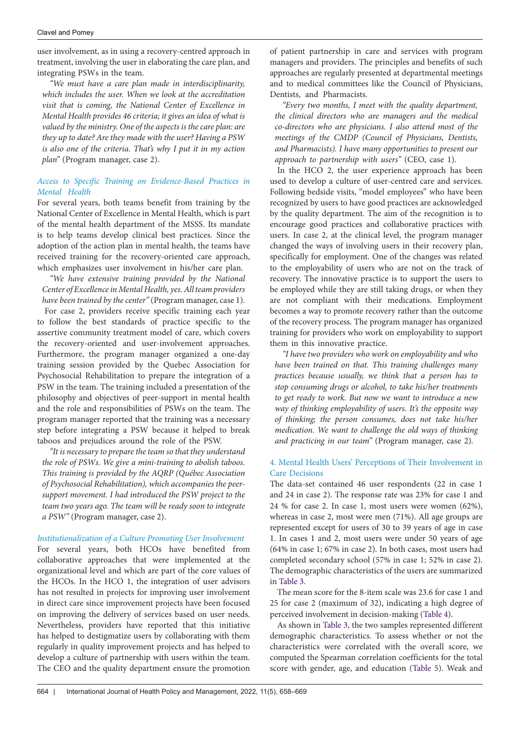user involvement, as in using a recovery-centred approach in treatment, involving the user in elaborating the care plan, and integrating PSWs in the team.

*"We must have a care plan made in interdisciplinarity, which includes the user. When we look at the accreditation visit that is coming, the National Center of Excellence in Mental Health provides 46 criteria; it gives an idea of what is valued by the ministry. One of the aspects is the care plan: are they up to date? Are they made with the user? Having a PSW is also one of the criteria. That's why I put it in my action plan"* (Program manager, case 2).

### *Access to Specific Training on Evidence-Based Practices in Mental Health*

For several years, both teams benefit from training by the National Center of Excellence in Mental Health, which is part of the mental health department of the MSSS. Its mandate is to help teams develop clinical best practices. Since the adoption of the action plan in mental health, the teams have received training for the recovery-oriented care approach, which emphasizes user involvement in his/her care plan.

*"We have extensive training provided by the National Center of Excellence in Mental Health, yes. All team providers have been trained by the center"* (Program manager, case 1).

For case 2, providers receive specific training each year to follow the best standards of practice specific to the assertive community treatment model of care, which covers the recovery-oriented and user-involvement approaches. Furthermore, the program manager organized a one-day training session provided by the Quebec Association for Psychosocial Rehabilitation to prepare the integration of a PSW in the team. The training included a presentation of the philosophy and objectives of peer-support in mental health and the role and responsibilities of PSWs on the team. The program manager reported that the training was a necessary step before integrating a PSW because it helped to break taboos and prejudices around the role of the PSW.

*"It is necessary to prepare the team so that they understand the role of PSWs. We give a mini-training to abolish taboos. This training is provided by the AQRP (Québec Association of Psychosocial Rehabilitation), which accompanies the peer-support movement. I had introduced the PSW project to the team two years ago. The team will be ready soon to integrate a PSW"* (Program manager, case 2).

### *Institutionalization of a Culture Promoting User Involvement*

For several years, both HCOs have benefited from collaborative approaches that were implemented at the organizational level and which are part of the core values of the HCOs. In the HCO 1, the integration of user advisors has not resulted in projects for improving user involvement in direct care since improvement projects have been focused on improving the delivery of services based on user needs. Nevertheless, providers have reported that this initiative has helped to destigmatize users by collaborating with them regularly in quality improvement projects and has helped to develop a culture of partnership with users within the team. The CEO and the quality department ensure the promotion of patient partnership in care and services with program managers and providers. The principles and benefits of such approaches are regularly presented at departmental meetings and to medical committees like the Council of Physicians, Dentists, and Pharmacists.

*"Every two months, I meet with the quality department, the clinical directors who are managers and the medical co-directors who are physicians. I also attend most of the meetings of the CMDP (Council of Physicians, Dentists, and Pharmacists). I have many opportunities to present our approach to partnership with users"* (CEO, case 1).

In the HCO 2, the user experience approach has been used to develop a culture of user-centred care and services. Following bedside visits, "model employees" who have been recognized by users to have good practices are acknowledged by the quality department. The aim of the recognition is to encourage good practices and collaborative practices with users. In case 2, at the clinical level, the program manager changed the ways of involving users in their recovery plan, specifically for employment. One of the changes was related to the employability of users who are not on the track of recovery. The innovative practice is to support the users to be employed while they are still taking drugs, or when they are not compliant with their medications. Employment becomes a way to promote recovery rather than the outcome of the recovery process. The program manager has organized training for providers who work on employability to support them in this innovative practice.

*"I have two providers who work on employability and who have been trained on that. This training challenges many practices because usually, we think that a person has to stop consuming drugs or alcohol, to take his/her treatments to get ready to work. But now we want to introduce a new way of thinking employability of users. It's the opposite way of thinking; the person consumes, does not take his/her medication. We want to challenge the old ways of thinking and practicing in our team"* (Program manager, case 2).

## 4. Mental Health Users' Perceptions of Their Involvement in Care Decisions

The data-set contained 46 user respondents (22 in case 1 and 24 in case 2). The response rate was 23% for case 1 and 24 % for case 2. In case 1, most users were women (62%), whereas in case 2, most were men (71%). All age groups are represented except for users of 30 to 39 years of age in case 1. In cases 1 and 2, most users were under 50 years of age (64% in case 1; 67% in case 2). In both cases, most users had completed secondary school (57% in case 1; 52% in case 2). The demographic characteristics of the users are summarized in Table 3.

The mean score for the 8-item scale was 23.6 for case 1 and 25 for case 2 (maximum of 32), indicating a high degree of perceived involvement in decision-making (Table 4).

As shown in Table 3, the two samples represented different demographic characteristics. To assess whether or not the characteristics were correlated with the overall score, we computed the Spearman correlation coefficients for the total score with gender, age, and education (Table 5). Weak and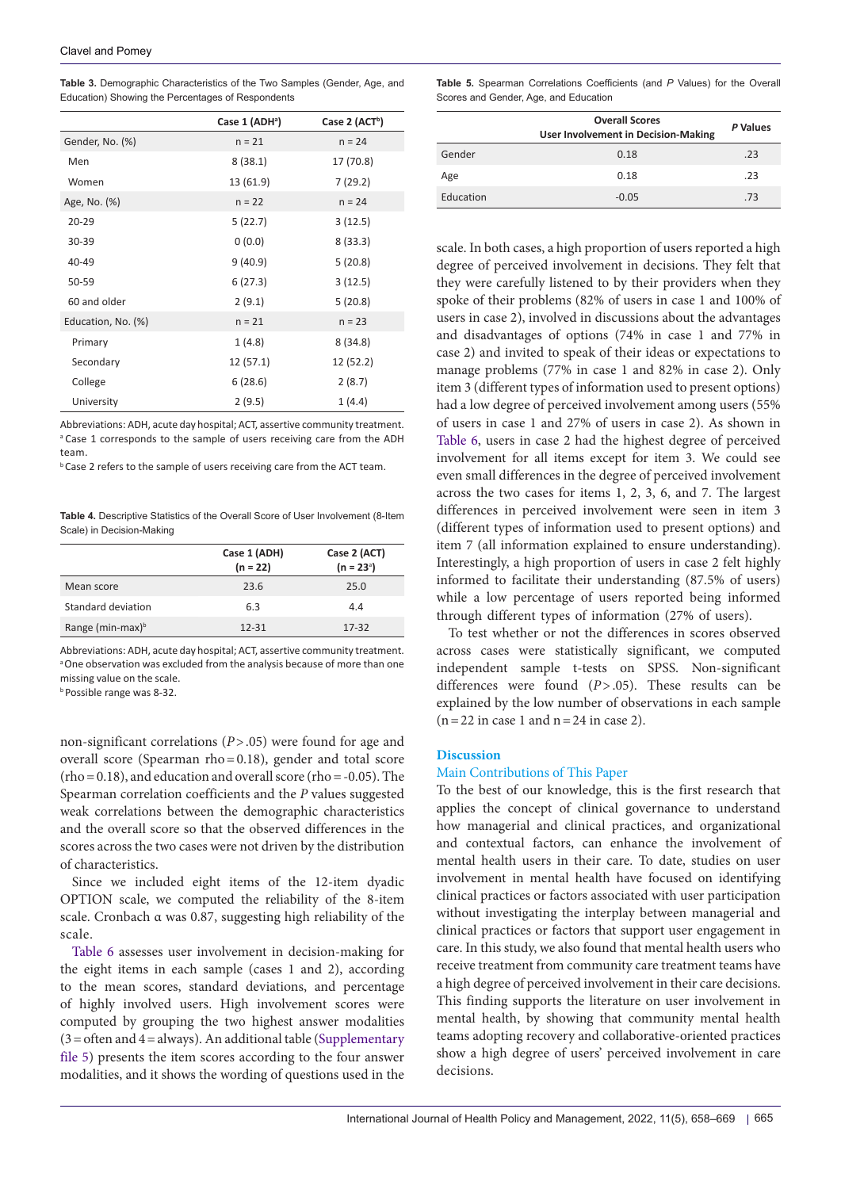**Table 3.** Demographic Characteristics of the Two Samples (Gender, Age, and Education) Showing the Percentages of Respondents

| | Case 1 (ADH[a]) | Case 2 (ACT[b]) |
|---|---|---|
| Gender, No. (%) | n = 21 | n = 24 |
| Men | 8 (38.1) | 17 (70.8) |
| Women | 13 (61.9) | 7 (29.2) |
| Age, No. (%) | n = 22 | n = 24 |
| 20-29 | 5 (22.7) | 3 (12.5) |
| 30-39 | 0 (0.0) | 8 (33.3) |
| 40-49 | 9 (40.9) | 5 (20.8) |
| 50-59 | 6 (27.3) | 3 (12.5) |
| 60 and older | 2 (9.1) | 5 (20.8) |
| Education, No. (%) | n = 21 | n = 23 |
| Primary | 1 (4.8) | 8 (34.8) |
| Secondary | 12 (57.1) | 12 (52.2) |
| College | 6 (28.6) | 2 (8.7) |
| University | 2 (9.5) | 1 (4.4) |

Abbreviations: ADH, acute day hospital; ACT, assertive community treatment.
[a] Case 1 corresponds to the sample of users receiving care from the ADH team.
[b] Case 2 refers to the sample of users receiving care from the ACT team.

**Table 4.** Descriptive Statistics of the Overall Score of User Involvement (8-Item Scale) in Decision-Making

| | Case 1 (ADH) (n = 22) | Case 2 (ACT) (n = 23[a]) |
|---|---|---|
| Mean score | 23.6 | 25.0 |
| Standard deviation | 6.3 | 4.4 |
| Range (min-max)[b] | 12-31 | 17-32 |

Abbreviations: ADH, acute day hospital; ACT, assertive community treatment.
[a] One observation was excluded from the analysis because of more than one missing value on the scale.
[b] Possible range was 8-32.

**Table 5.** Spearman Correlations Coefficients (and *P* Values) for the Overall Scores and Gender, Age, and Education

| | Overall Scores User Involvement in Decision-Making | *P* Values |
|---|---|---|
| Gender | 0.18 | .23 |
| Age | 0.18 | .23 |
| Education | -0.05 | .73 |

non-significant correlations ($P > .05$) were found for age and overall score (Spearman rho = 0.18), gender and total score (rho = 0.18), and education and overall score (rho = -0.05). The Spearman correlation coefficients and the *P* values suggested weak correlations between the demographic characteristics and the overall score so that the observed differences in the scores across the two cases were not driven by the distribution of characteristics.

Since we included eight items of the 12-item dyadic OPTION scale, we computed the reliability of the 8-item scale. Cronbach α was 0.87, suggesting high reliability of the scale.

Table 6 assesses user involvement in decision-making for the eight items in each sample (cases 1 and 2), according to the mean scores, standard deviations, and percentage of highly involved users. High involvement scores were computed by grouping the two highest answer modalities (3 = often and 4 = always). An additional table (Supplementary file 5) presents the item scores according to the four answer modalities, and it shows the wording of questions used in the scale. In both cases, a high proportion of users reported a high degree of perceived involvement in decisions. They felt that they were carefully listened to by their providers when they spoke of their problems (82% of users in case 1 and 100% of users in case 2), involved in discussions about the advantages and disadvantages of options (74% in case 1 and 77% in case 2) and invited to speak of their ideas or expectations to manage problems (77% in case 1 and 82% in case 2). Only item 3 (different types of information used to present options) had a low degree of perceived involvement among users (55% of users in case 1 and 27% of users in case 2). As shown in Table 6, users in case 2 had the highest degree of perceived involvement for all items except for item 3. We could see even small differences in the degree of perceived involvement across the two cases for items 1, 2, 3, 6, and 7. The largest differences in perceived involvement were seen in item 3 (different types of information used to present options) and item 7 (all information explained to ensure understanding). Interestingly, a high proportion of users in case 2 felt highly informed to facilitate their understanding (87.5% of users) while a low percentage of users reported being informed through different types of information (27% of users).

To test whether or not the differences in scores observed across cases were statistically significant, we computed independent sample t-tests on SPSS. Non-significant differences were found ($P > .05$). These results can be explained by the low number of observations in each sample (n = 22 in case 1 and n = 24 in case 2).

## Discussion

### Main Contributions of This Paper

To the best of our knowledge, this is the first research that applies the concept of clinical governance to understand how managerial and clinical practices, and organizational and contextual factors, can enhance the involvement of mental health users in their care. To date, studies on user involvement in mental health have focused on identifying clinical practices or factors associated with user participation without investigating the interplay between managerial and clinical practices or factors that support user engagement in care. In this study, we also found that mental health users who receive treatment from community care treatment teams have a high degree of perceived involvement in their care decisions. This finding supports the literature on user involvement in mental health, by showing that community mental health teams adopting recovery and collaborative-oriented practices show a high degree of users' perceived involvement in care decisions.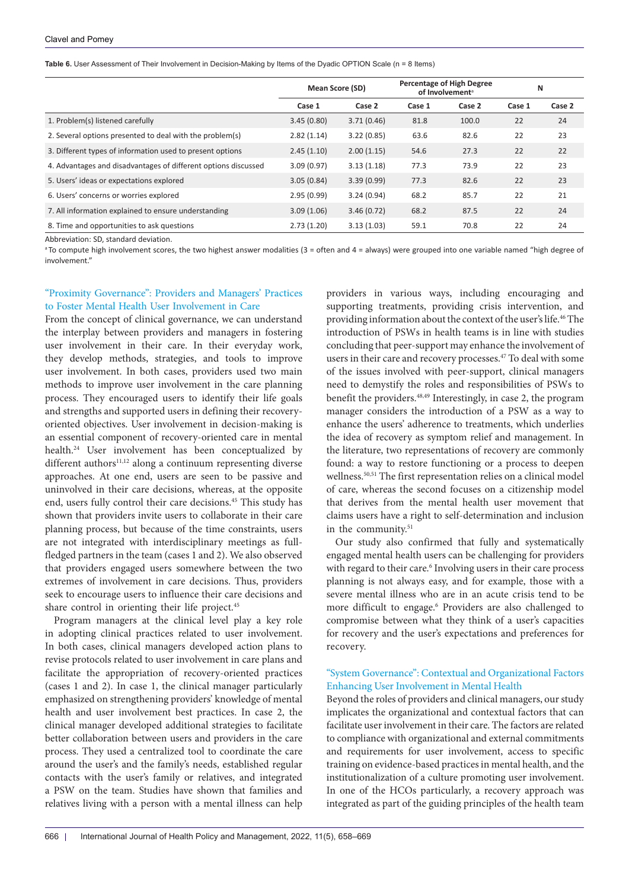**Table 6.** User Assessment of Their Involvement in Decision-Making by Items of the Dyadic OPTION Scale (n = 8 Items)

| | Mean Score (SD) | | Percentage of High Degree of Involvement[a] | | N | |
|---|---|---|---|---|---|---|
| | Case 1 | Case 2 | Case 1 | Case 2 | Case 1 | Case 2 |
| 1. Problem(s) listened carefully | 3.45 (0.80) | 3.71 (0.46) | 81.8 | 100.0 | 22 | 24 |
| 2. Several options presented to deal with the problem(s) | 2.82 (1.14) | 3.22 (0.85) | 63.6 | 82.6 | 22 | 23 |
| 3. Different types of information used to present options | 2.45 (1.10) | 2.00 (1.15) | 54.6 | 27.3 | 22 | 22 |
| 4. Advantages and disadvantages of different options discussed | 3.09 (0.97) | 3.13 (1.18) | 77.3 | 73.9 | 22 | 23 |
| 5. Users' ideas or expectations explored | 3.05 (0.84) | 3.39 (0.99) | 77.3 | 82.6 | 22 | 23 |
| 6. Users' concerns or worries explored | 2.95 (0.99) | 3.24 (0.94) | 68.2 | 85.7 | 22 | 21 |
| 7. All information explained to ensure understanding | 3.09 (1.06) | 3.46 (0.72) | 68.2 | 87.5 | 22 | 24 |
| 8. Time and opportunities to ask questions | 2.73 (1.20) | 3.13 (1.03) | 59.1 | 70.8 | 22 | 24 |

Abbreviation: SD, standard deviation.

[a] To compute high involvement scores, the two highest answer modalities (3 = often and 4 = always) were grouped into one variable named "high degree of involvement."

### "Proximity Governance": Providers and Managers' Practices to Foster Mental Health User Involvement in Care

From the concept of clinical governance, we can understand the interplay between providers and managers in fostering user involvement in their care. In their everyday work, they develop methods, strategies, and tools to improve user involvement. In both cases, providers used two main methods to improve user involvement in the care planning process. They encouraged users to identify their life goals and strengths and supported users in defining their recovery-oriented objectives. User involvement in decision-making is an essential component of recovery-oriented care in mental health.[24] User involvement has been conceptualized by different authors[11,12] along a continuum representing diverse approaches. At one end, users are seen to be passive and uninvolved in their care decisions, whereas, at the opposite end, users fully control their care decisions.[45] This study has shown that providers invite users to collaborate in their care planning process, but because of the time constraints, users are not integrated with interdisciplinary meetings as full-fledged partners in the team (cases 1 and 2). We also observed that providers engaged users somewhere between the two extremes of involvement in care decisions. Thus, providers seek to encourage users to influence their care decisions and share control in orienting their life project.[45]

Program managers at the clinical level play a key role in adopting clinical practices related to user involvement. In both cases, clinical managers developed action plans to revise protocols related to user involvement in care plans and facilitate the appropriation of recovery-oriented practices (cases 1 and 2). In case 1, the clinical manager particularly emphasized on strengthening providers' knowledge of mental health and user involvement best practices. In case 2, the clinical manager developed additional strategies to facilitate better collaboration between users and providers in the care process. They used a centralized tool to coordinate the care around the user's and the family's needs, established regular contacts with the user's family or relatives, and integrated a PSW on the team. Studies have shown that families and relatives living with a person with a mental illness can help providers in various ways, including encouraging and supporting treatments, providing crisis intervention, and providing information about the context of the user's life.[46] The introduction of PSWs in health teams is in line with studies concluding that peer-support may enhance the involvement of users in their care and recovery processes.[47] To deal with some of the issues involved with peer-support, clinical managers need to demystify the roles and responsibilities of PSWs to benefit the providers.[48,49] Interestingly, in case 2, the program manager considers the introduction of a PSW as a way to enhance the users' adherence to treatments, which underlies the idea of recovery as symptom relief and management. In the literature, two representations of recovery are commonly found: a way to restore functioning or a process to deepen wellness.[50,51] The first representation relies on a clinical model of care, whereas the second focuses on a citizenship model that derives from the mental health user movement that claims users have a right to self-determination and inclusion in the community.[51]

Our study also confirmed that fully and systematically engaged mental health users can be challenging for providers with regard to their care.[6] Involving users in their care process planning is not always easy, and for example, those with a severe mental illness who are in an acute crisis tend to be more difficult to engage.[6] Providers are also challenged to compromise between what they think of a user's capacities for recovery and the user's expectations and preferences for recovery.

### "System Governance": Contextual and Organizational Factors Enhancing User Involvement in Mental Health

Beyond the roles of providers and clinical managers, our study implicates the organizational and contextual factors that can facilitate user involvement in their care. The factors are related to compliance with organizational and external commitments and requirements for user involvement, access to specific training on evidence-based practices in mental health, and the institutionalization of a culture promoting user involvement. In one of the HCOs particularly, a recovery approach was integrated as part of the guiding principles of the health team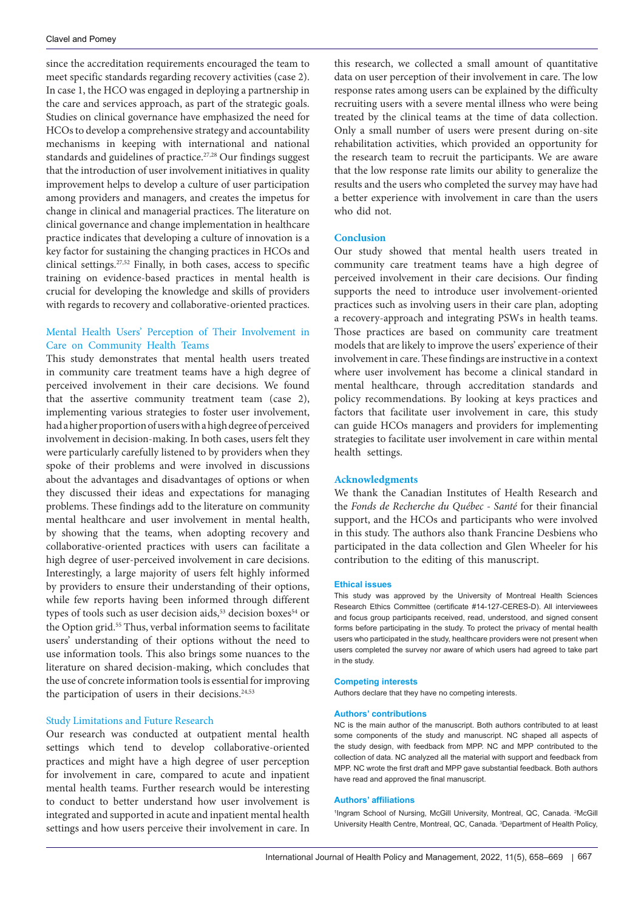since the accreditation requirements encouraged the team to meet specific standards regarding recovery activities (case 2). In case 1, the HCO was engaged in deploying a partnership in the care and services approach, as part of the strategic goals. Studies on clinical governance have emphasized the need for HCOs to develop a comprehensive strategy and accountability mechanisms in keeping with international and national standards and guidelines of practice.[27,28] Our findings suggest that the introduction of user involvement initiatives in quality improvement helps to develop a culture of user participation among providers and managers, and creates the impetus for change in clinical and managerial practices. The literature on clinical governance and change implementation in healthcare practice indicates that developing a culture of innovation is a key factor for sustaining the changing practices in HCOs and clinical settings.[27,52] Finally, in both cases, access to specific training on evidence-based practices in mental health is crucial for developing the knowledge and skills of providers with regards to recovery and collaborative-oriented practices.

### Mental Health Users' Perception of Their Involvement in Care on Community Health Teams

This study demonstrates that mental health users treated in community care treatment teams have a high degree of perceived involvement in their care decisions. We found that the assertive community treatment team (case 2), implementing various strategies to foster user involvement, had a higher proportion of users with a high degree of perceived involvement in decision-making. In both cases, users felt they were particularly carefully listened to by providers when they spoke of their problems and were involved in discussions about the advantages and disadvantages of options or when they discussed their ideas and expectations for managing problems. These findings add to the literature on community mental healthcare and user involvement in mental health, by showing that the teams, when adopting recovery and collaborative-oriented practices with users can facilitate a high degree of user-perceived involvement in care decisions. Interestingly, a large majority of users felt highly informed by providers to ensure their understanding of their options, while few reports having been informed through different types of tools such as user decision aids,[53] decision boxes[54] or the Option grid.[55] Thus, verbal information seems to facilitate users' understanding of their options without the need to use information tools. This also brings some nuances to the literature on shared decision-making, which concludes that the use of concrete information tools is essential for improving the participation of users in their decisions.[24,53]

### Study Limitations and Future Research

Our research was conducted at outpatient mental health settings which tend to develop collaborative-oriented practices and might have a high degree of user perception for involvement in care, compared to acute and inpatient mental health teams. Further research would be interesting to conduct to better understand how user involvement is integrated and supported in acute and inpatient mental health settings and how users perceive their involvement in care. In this research, we collected a small amount of quantitative data on user perception of their involvement in care. The low response rates among users can be explained by the difficulty recruiting users with a severe mental illness who were being treated by the clinical teams at the time of data collection. Only a small number of users were present during on-site rehabilitation activities, which provided an opportunity for the research team to recruit the participants. We are aware that the low response rate limits our ability to generalize the results and the users who completed the survey may have had a better experience with involvement in care than the users who did not.

## Conclusion

Our study showed that mental health users treated in community care treatment teams have a high degree of perceived involvement in their care decisions. Our finding supports the need to introduce user involvement-oriented practices such as involving users in their care plan, adopting a recovery-approach and integrating PSWs in health teams. Those practices are based on community care treatment models that are likely to improve the users' experience of their involvement in care. These findings are instructive in a context where user involvement has become a clinical standard in mental healthcare, through accreditation standards and policy recommendations. By looking at keys practices and factors that facilitate user involvement in care, this study can guide HCOs managers and providers for implementing strategies to facilitate user involvement in care within mental health settings.

## Acknowledgments

We thank the Canadian Institutes of Health Research and the *Fonds de Recherche du Québec - Santé* for their financial support, and the HCOs and participants who were involved in this study. The authors also thank Francine Desbiens who participated in the data collection and Glen Wheeler for his contribution to the editing of this manuscript.

### Ethical issues

This study was approved by the University of Montreal Health Sciences Research Ethics Committee (certificate #14-127-CERES-D). All interviewees and focus group participants received, read, understood, and signed consent forms before participating in the study. To protect the privacy of mental health users who participated in the study, healthcare providers were not present when users completed the survey nor aware of which users had agreed to take part in the study.

### Competing interests

Authors declare that they have no competing interests.

### Authors' contributions

NC is the main author of the manuscript. Both authors contributed to at least some components of the study and manuscript. NC shaped all aspects of the study design, with feedback from MPP. NC and MPP contributed to the collection of data. NC analyzed all the material with support and feedback from MPP. NC wrote the first draft and MPP gave substantial feedback. Both authors have read and approved the final manuscript.

### Authors' affiliations

[1]Ingram School of Nursing, McGill University, Montreal, QC, Canada. [2]McGill University Health Centre, Montreal, QC, Canada. [3]Department of Health Policy,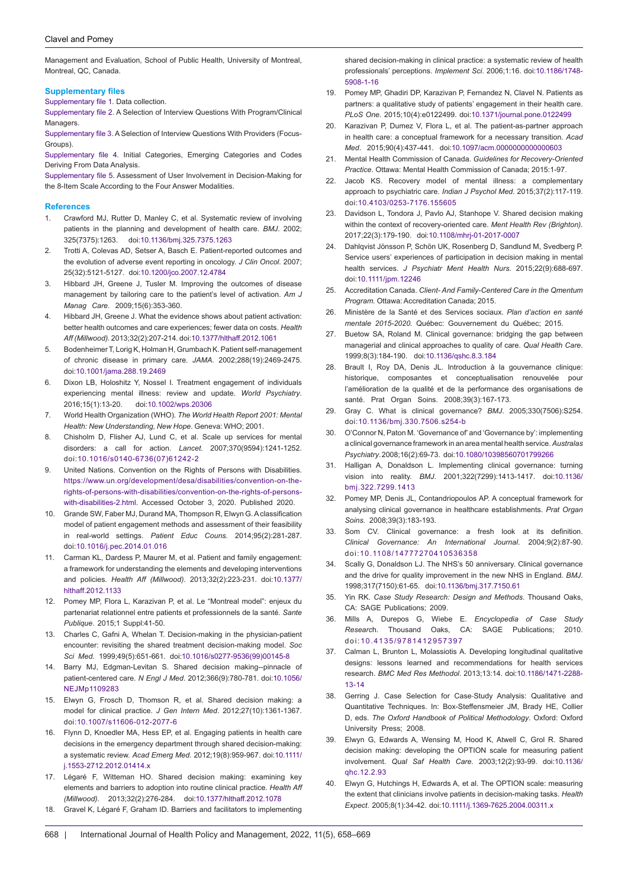Management and Evaluation, School of Public Health, University of Montreal, Montreal, QC, Canada.

## Supplementary files

Supplementary file 1. Data collection.

Supplementary file 2. A Selection of Interview Questions With Program/Clinical Managers.

Supplementary file 3. A Selection of Interview Questions With Providers (Focus-Groups).

Supplementary file 4. Initial Categories, Emerging Categories and Codes Deriving From Data Analysis.

Supplementary file 5. Assessment of User Involvement in Decision-Making for the 8-Item Scale According to the Four Answer Modalities.

## References

1. Crawford MJ, Rutter D, Manley C, et al. Systematic review of involving patients in the planning and development of health care. *BMJ*. 2002; 325(7375):1263. doi:10.1136/bmj.325.7375.1263
2. Trotti A, Colevas AD, Setser A, Basch E. Patient-reported outcomes and the evolution of adverse event reporting in oncology. *J Clin Oncol*. 2007; 25(32):5121-5127. doi:10.1200/jco.2007.12.4784
3. Hibbard JH, Greene J, Tusler M. Improving the outcomes of disease management by tailoring care to the patient's level of activation. *Am J Manag Care*. 2009;15(6):353-360.
4. Hibbard JH, Greene J. What the evidence shows about patient activation: better health outcomes and care experiences; fewer data on costs. *Health Aff (Millwood)*. 2013;32(2):207-214. doi:10.1377/hlthaff.2012.1061
5. Bodenheimer T, Lorig K, Holman H, Grumbach K. Patient self-management of chronic disease in primary care. *JAMA*. 2002;288(19):2469-2475. doi:10.1001/jama.288.19.2469
6. Dixon LB, Holoshitz Y, Nossel I. Treatment engagement of individuals experiencing mental illness: review and update. *World Psychiatry*. 2016;15(1):13-20. doi:10.1002/wps.20306
7. World Health Organization (WHO). *The World Health Report 2001: Mental Health: New Understanding, New Hope*. Geneva: WHO; 2001.
8. Chisholm D, Flisher AJ, Lund C, et al. Scale up services for mental disorders: a call for action. *Lancet*. 2007;370(9594):1241-1252. doi:10.1016/s0140-6736(07)61242-2
9. United Nations. Convention on the Rights of Persons with Disabilities. https://www.un.org/development/desa/disabilities/convention-on-the-rights-of-persons-with-disabilities/convention-on-the-rights-of-persons-with-disabilities-2.html. Accessed October 3, 2020. Published 2020.
10. Grande SW, Faber MJ, Durand MA, Thompson R, Elwyn G. A classification model of patient engagement methods and assessment of their feasibility in real-world settings. *Patient Educ Couns*. 2014;95(2):281-287. doi:10.1016/j.pec.2014.01.016
11. Carman KL, Dardess P, Maurer M, et al. Patient and family engagement: a framework for understanding the elements and developing interventions and policies. *Health Aff (Millwood)*. 2013;32(2):223-231. doi:10.1377/hlthaff.2012.1133
12. Pomey MP, Flora L, Karazivan P, et al. Le "Montreal model": enjeux du partenariat relationnel entre patients et professionnels de la santé. *Sante Publique*. 2015;1 Suppl:41-50.
13. Charles C, Gafni A, Whelan T. Decision-making in the physician-patient encounter: revisiting the shared treatment decision-making model. *Soc Sci Med*. 1999;49(5):651-661. doi:10.1016/s0277-9536(99)00145-8
14. Barry MJ, Edgman-Levitan S. Shared decision making--pinnacle of patient-centered care. *N Engl J Med*. 2012;366(9):780-781. doi:10.1056/NEJMp1109283
15. Elwyn G, Frosch D, Thomson R, et al. Shared decision making: a model for clinical practice. *J Gen Intern Med*. 2012;27(10):1361-1367. doi:10.1007/s11606-012-2077-6
16. Flynn D, Knoedler MA, Hess EP, et al. Engaging patients in health care decisions in the emergency department through shared decision-making: a systematic review. *Acad Emerg Med*. 2012;19(8):959-967. doi:10.1111/j.1553-2712.2012.01414.x
17. Légaré F, Witteman HO. Shared decision making: examining key elements and barriers to adoption into routine clinical practice. *Health Aff (Millwood)*. 2013;32(2):276-284. doi:10.1377/hlthaff.2012.1078
18. Gravel K, Légaré F, Graham ID. Barriers and facilitators to implementing shared decision-making in clinical practice: a systematic review of health professionals' perceptions. *Implement Sci*. 2006;1:16. doi:10.1186/1748-5908-1-16
19. Pomey MP, Ghadiri DP, Karazivan P, Fernandez N, Clavel N. Patients as partners: a qualitative study of patients' engagement in their health care. *PLoS One*. 2015;10(4):e0122499. doi:10.1371/journal.pone.0122499
20. Karazivan P, Dumez V, Flora L, et al. The patient-as-partner approach in health care: a conceptual framework for a necessary transition. *Acad Med*. 2015;90(4):437-441. doi:10.1097/acm.0000000000000603
21. Mental Health Commission of Canada. *Guidelines for Recovery-Oriented Practice*. Ottawa: Mental Health Commission of Canada; 2015:1-97.
22. Jacob KS. Recovery model of mental illness: a complementary approach to psychiatric care. *Indian J Psychol Med*. 2015;37(2):117-119. doi:10.4103/0253-7176.155605
23. Davidson L, Tondora J, Pavlo AJ, Stanhope V. Shared decision making within the context of recovery-oriented care. *Ment Health Rev (Brighton)*. 2017;22(3):179-190. doi:10.1108/mhrj-01-2017-0007
24. Dahlqvist Jönsson P, Schön UK, Rosenberg D, Sandlund M, Svedberg P. Service users' experiences of participation in decision making in mental health services. *J Psychiatr Ment Health Nurs*. 2015;22(9):688-697. doi:10.1111/jpm.12246
25. Accreditation Canada. *Client- And Family-Centered Care in the Qmentum Program*. Ottawa: Accreditation Canada; 2015.
26. Ministère de la Santé et des Services sociaux. *Plan d'action en santé mentale 2015-2020*. Québec: Gouvernement du Québec; 2015.
27. Buetow SA, Roland M. Clinical governance: bridging the gap between managerial and clinical approaches to quality of care. *Qual Health Care*. 1999;8(3):184-190. doi:10.1136/qshc.8.3.184
28. Brault I, Roy DA, Denis JL. Introduction à la gouvernance clinique: historique, composantes et conceptualisation renouvelée pour l'amélioration de la qualité et de la performance des organisations de santé. Prat Organ Soins. 2008;39(3):167-173.
29. Gray C. What is clinical governance? *BMJ*. 2005;330(7506):S254. doi:10.1136/bmj.330.7506.s254-b
30. O'Connor N, Paton M. 'Governance of' and 'Governance by': implementing a clinical governance framework in an area mental health service. *Australas Psychiatry*. 2008;16(2):69-73. doi:10.1080/10398560701799266
31. Halligan A, Donaldson L. Implementing clinical governance: turning vision into reality. *BMJ*. 2001;322(7299):1413-1417. doi:10.1136/bmj.322.7299.1413
32. Pomey MP, Denis JL, Contandriopoulos AP. A conceptual framework for analysing clinical governance in healthcare establishments. *Prat Organ Soins*. 2008;39(3):183-193.
33. Som CV. Clinical governance: a fresh look at its definition. *Clinical Governance: An International Journal*. 2004;9(2):87-90. doi:10.1108/14777270410536358
34. Scally G, Donaldson LJ. The NHS's 50 anniversary. Clinical governance and the drive for quality improvement in the new NHS in England. *BMJ*. 1998;317(7150):61-65. doi:10.1136/bmj.317.7150.61
35. Yin RK. *Case Study Research: Design and Methods*. Thousand Oaks, CA: SAGE Publications; 2009.
36. Mills A, Durepos G, Wiebe E. *Encyclopedia of Case Study Research*. Thousand Oaks, CA: SAGE Publications; 2010. doi:10.4135/9781412957397
37. Calman L, Brunton L, Molassiotis A. Developing longitudinal qualitative designs: lessons learned and recommendations for health services research. *BMC Med Res Methodol*. 2013;13:14. doi:10.1186/1471-2288-13-14
38. Gerring J. Case Selection for Case-Study Analysis: Qualitative and Quantitative Techniques. In: Box-Steffensmeier JM, Brady HE, Collier D, eds. *The Oxford Handbook of Political Methodology*. Oxford: Oxford University Press; 2008.
39. Elwyn G, Edwards A, Wensing M, Hood K, Atwell C, Grol R. Shared decision making: developing the OPTION scale for measuring patient involvement. *Qual Saf Health Care*. 2003;12(2):93-99. doi:10.1136/qhc.12.2.93
40. Elwyn G, Hutchings H, Edwards A, et al. The OPTION scale: measuring the extent that clinicians involve patients in decision-making tasks. *Health Expect*. 2005;8(1):34-42. doi:10.1111/j.1369-7625.2004.00311.x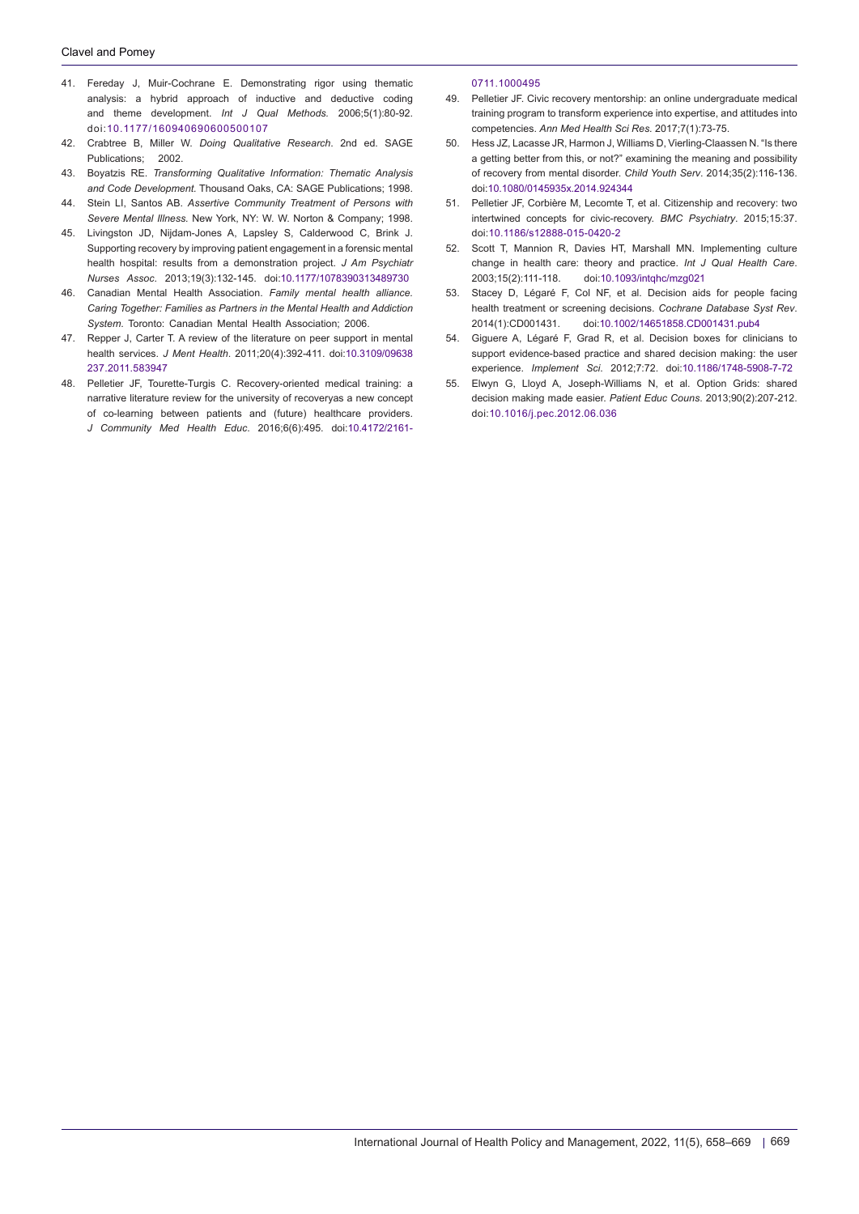41. Fereday J, Muir-Cochrane E. Demonstrating rigor using thematic analysis: a hybrid approach of inductive and deductive coding and theme development. *Int J Qual Methods.* 2006;5(1):80-92. doi:10.1177/160940690600500107
42. Crabtree B, Miller W. *Doing Qualitative Research*. 2nd ed. SAGE Publications; 2002.
43. Boyatzis RE. *Transforming Qualitative Information: Thematic Analysis and Code Development.* Thousand Oaks, CA: SAGE Publications; 1998.
44. Stein LI, Santos AB. *Assertive Community Treatment of Persons with Severe Mental Illness.* New York, NY: W. W. Norton & Company; 1998.
45. Livingston JD, Nijdam-Jones A, Lapsley S, Calderwood C, Brink J. Supporting recovery by improving patient engagement in a forensic mental health hospital: results from a demonstration project. *J Am Psychiatr Nurses Assoc*. 2013;19(3):132-145. doi:10.1177/1078390313489730
46. Canadian Mental Health Association. *Family mental health alliance. Caring Together: Families as Partners in the Mental Health and Addiction System*. Toronto: Canadian Mental Health Association; 2006.
47. Repper J, Carter T. A review of the literature on peer support in mental health services. *J Ment Health*. 2011;20(4):392-411. doi:10.3109/09638237.2011.583947
48. Pelletier JF, Tourette-Turgis C. Recovery-oriented medical training: a narrative literature review for the university of recoveryas a new concept of co-learning between patients and (future) healthcare providers. *J Community Med Health Educ*. 2016;6(6):495. doi:10.4172/2161-0711.1000495
49. Pelletier JF. Civic recovery mentorship: an online undergraduate medical training program to transform experience into expertise, and attitudes into competencies. *Ann Med Health Sci Res.* 2017;7(1):73-75.
50. Hess JZ, Lacasse JR, Harmon J, Williams D, Vierling-Claassen N. "Is there a getting better from this, or not?" examining the meaning and possibility of recovery from mental disorder. *Child Youth Serv*. 2014;35(2):116-136. doi:10.1080/0145935x.2014.924344
51. Pelletier JF, Corbière M, Lecomte T, et al. Citizenship and recovery: two intertwined concepts for civic-recovery. *BMC Psychiatry*. 2015;15:37. doi:10.1186/s12888-015-0420-2
52. Scott T, Mannion R, Davies HT, Marshall MN. Implementing culture change in health care: theory and practice. *Int J Qual Health Care*. 2003;15(2):111-118. doi:10.1093/intqhc/mzg021
53. Stacey D, Légaré F, Col NF, et al. Decision aids for people facing health treatment or screening decisions. *Cochrane Database Syst Rev*. 2014(1):CD001431. doi:10.1002/14651858.CD001431.pub4
54. Giguere A, Légaré F, Grad R, et al. Decision boxes for clinicians to support evidence-based practice and shared decision making: the user experience. *Implement Sci*. 2012;7:72. doi:10.1186/1748-5908-7-72
55. Elwyn G, Lloyd A, Joseph-Williams N, et al. Option Grids: shared decision making made easier. *Patient Educ Couns*. 2013;90(2):207-212. doi:10.1016/j.pec.2012.06.036